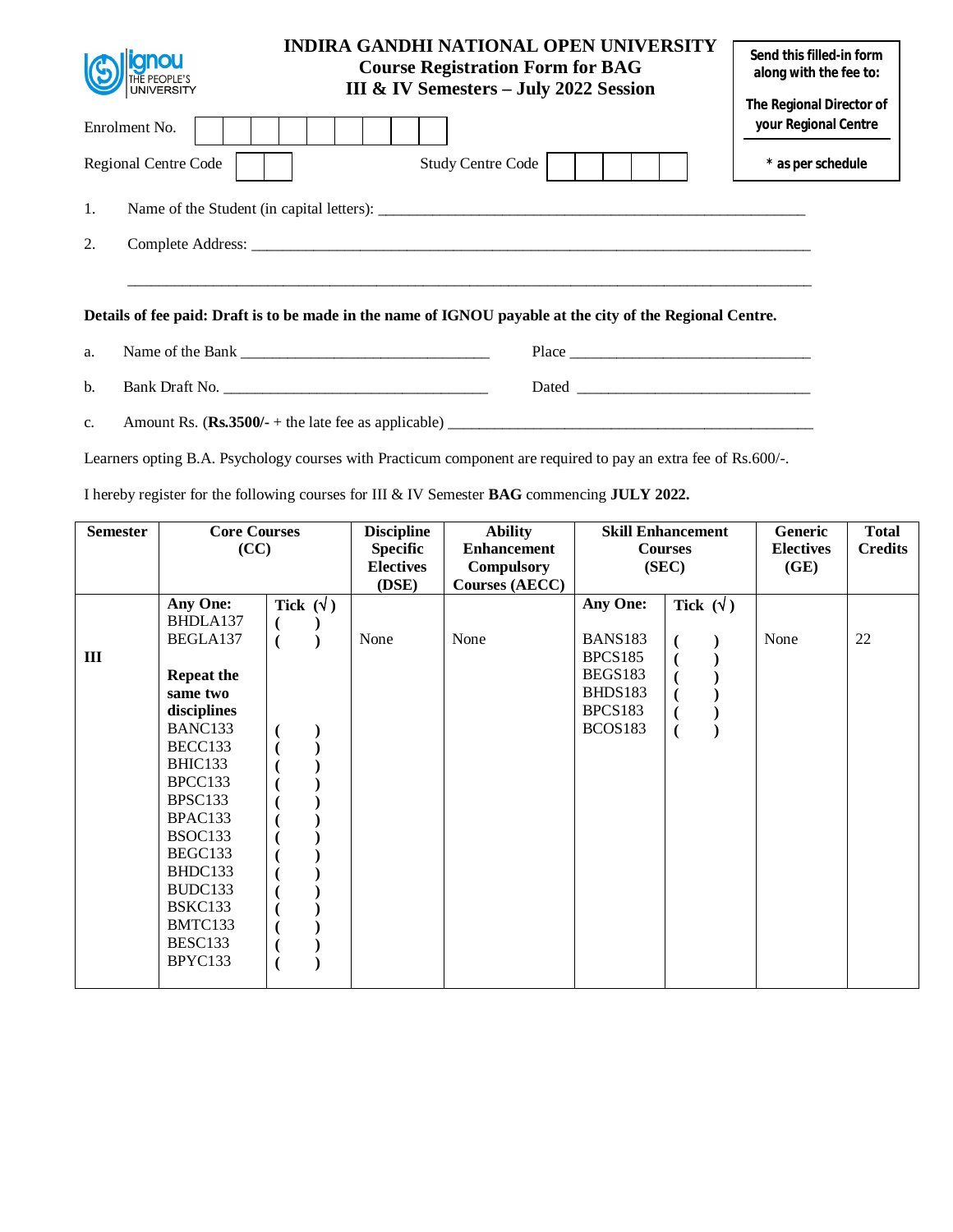# INDIRA GANDHI NATIONAL OPEN UNIVERSITY
## Course Registration Form for BAG
## III & IV Semesters – July 2022 Session

**Send this filled-in form along with the fee to:**

**The Regional Director of your Regional Centre**

*** as per schedule**

Enrolment No. | | | | | | | | | |

Regional Centre Code | | |　　　　Study Centre Code | | | | | |

1. Name of the Student (in capital letters): ____________________________________________

2. Complete Address: ______________________________________________________________

________________________________________________________________________________

**Details of fee paid: Draft is to be made in the name of IGNOU payable at the city of the Regional Centre.**

a. Name of the Bank ___________________________ Place ___________________________

b. Bank Draft No. ______________________________ Dated ___________________________

c. Amount Rs. (**Rs.3500/-** + the late fee as applicable) ______________________________________

Learners opting B.A. Psychology courses with Practicum component are required to pay an extra fee of Rs.600/-.

I hereby register for the following courses for III & IV Semester **BAG** commencing **JULY 2022.**

| Semester | Core Courses (CC) | | Discipline Specific Electives (DSE) | Ability Enhancement Compulsory Courses (AECC) | Skill Enhancement Courses (SEC) | | Generic Electives (GE) | Total Credits |
|---|---|---|---|---|---|---|---|---|
| III | **Any One:** | **Tick (√)** | | | **Any One:** | **Tick (√)** | | |
| | BHDLA137 | ( ) | | | | | | |
| | BEGLA137 | ( ) | None | None | BANS183 | ( ) | None | 22 |
| | | | | | BPCS185 | ( ) | | |
| | **Repeat the same two disciplines** | | | | BEGS183 | ( ) | | |
| | | | | | BHDS183 | ( ) | | |
| | | | | | BPCS183 | ( ) | | |
| | BANC133 | ( ) | | | BCOS183 | ( ) | | |
| | BECC133 | ( ) | | | | | | |
| | BHIC133 | ( ) | | | | | | |
| | BPCC133 | ( ) | | | | | | |
| | BPSC133 | ( ) | | | | | | |
| | BPAC133 | ( ) | | | | | | |
| | BSOC133 | ( ) | | | | | | |
| | BEGC133 | ( ) | | | | | | |
| | BHDC133 | ( ) | | | | | | |
| | BUDC133 | ( ) | | | | | | |
| | BSKC133 | ( ) | | | | | | |
| | BMTC133 | ( ) | | | | | | |
| | BESC133 | ( ) | | | | | | |
| | BPYC133 | ( ) | | | | | | |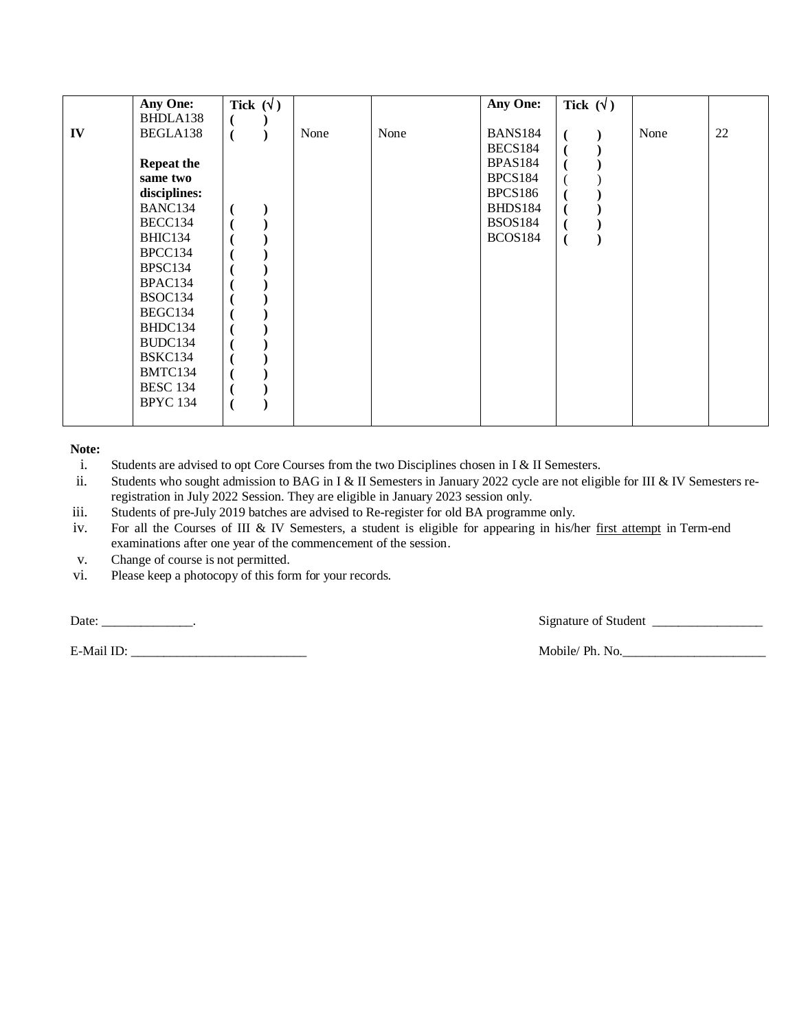| IV | Any One:<br>BHDLA138<br>BEGLA138<br><br>**Repeat the same two disciplines:**<br>BANC134<br>BECC134<br>BHIC134<br>BPCC134<br>BPSC134<br>BPAC134<br>BSOC134<br>BEGC134<br>BHDC134<br>BUDC134<br>BSKC134<br>BMTC134<br>BESC 134<br>BPYC 134 | **Tick (√)**<br>( )<br>( )<br><br><br><br><br>( )<br>( )<br>( )<br>( )<br>( )<br>( )<br>( )<br>( )<br>( )<br>( )<br>( )<br>( )<br>( )<br>( ) | None | None | **Any One:**<br><br>BANS184<br>BECS184<br>BPAS184<br>BPCS184<br>BPCS186<br>BHDS184<br>BSOS184<br>BCOS184 | **Tick (√)**<br><br>( )<br>( )<br>( )<br>( )<br>( )<br>( )<br>( )<br>( ) | None | 22 |
|---|---|---|---|---|---|---|---|---|

**Note:**

i. Students are advised to opt Core Courses from the two Disciplines chosen in I & II Semesters.

ii. Students who sought admission to BAG in I & II Semesters in January 2022 cycle are not eligible for III & IV Semesters re-registration in July 2022 Session. They are eligible in January 2023 session only.

iii. Students of pre-July 2019 batches are advised to Re-register for old BA programme only.

iv. For all the Courses of III & IV Semesters, a student is eligible for appearing in his/her first attempt in Term-end examinations after one year of the commencement of the session.

v. Change of course is not permitted.

vi. Please keep a photocopy of this form for your records.

Date: ______________.                                                                 Signature of Student _________________

E-Mail ID: ___________________________                                                 Mobile/ Ph. No.______________________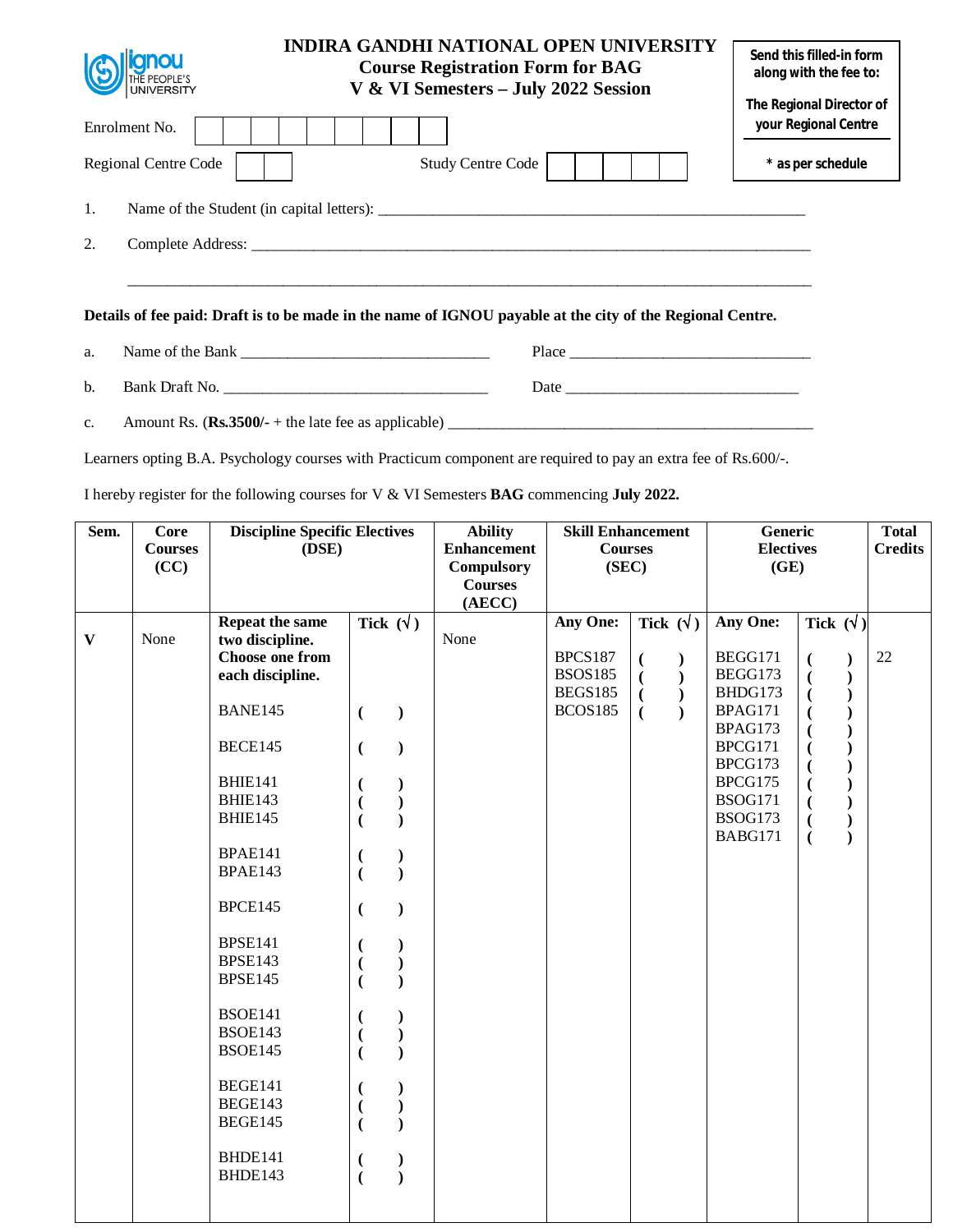# INDIRA GANDHI NATIONAL OPEN UNIVERSITY

## Course Registration Form for BAG
## V & VI Semesters – July 2022 Session

**Send this filled-in form along with the fee to:**

**The Regional Director of your Regional Centre**

**\* as per schedule**

Enrolment No. | | | | | | | | | |

Regional Centre Code | | |     Study Centre Code | | | | | |

1. Name of the Student (in capital letters): ____________________________________________

2. Complete Address: ____________________________________________

____________________________________________

**Details of fee paid: Draft is to be made in the name of IGNOU payable at the city of the Regional Centre.**

a. Name of the Bank ____________________ Place ____________________

b. Bank Draft No. ____________________ Date ____________________

c. Amount Rs. (**Rs.3500/-** + the late fee as applicable) ____________________

Learners opting B.A. Psychology courses with Practicum component are required to pay an extra fee of Rs.600/-.

I hereby register for the following courses for V & VI Semesters **BAG** commencing **July 2022.**

| Sem. | Core Courses (CC) | Discipline Specific Electives (DSE) | | Ability Enhancement Compulsory Courses (AECC) | Skill Enhancement Courses (SEC) | | Generic Electives (GE) | | Total Credits |
|---|---|---|---|---|---|---|---|---|---|
| | | **Repeat the same two discipline. Choose one from each discipline.** | **Tick (√)** | | **Any One:** | **Tick (√)** | **Any One:** | **Tick (√)** | |
| V | None | | | None | BPCS187 | ( ) | BEGG171 | ( ) | 22 |
| | | BANE145 | ( ) | | BSOS185 | ( ) | BEGG173 | ( ) | |
| | | BECE145 | ( ) | | BEGS185 | ( ) | BHDG173 | ( ) | |
| | | BHIE141 | ( ) | | BCOS185 | ( ) | BPAG171 | ( ) | |
| | | BHIE143 | ( ) | | | | BPAG173 | ( ) | |
| | | BHIE145 | ( ) | | | | BPCG171 | ( ) | |
| | | BPAE141 | ( ) | | | | BPCG173 | ( ) | |
| | | BPAE143 | ( ) | | | | BPCG175 | ( ) | |
| | | BPCE145 | ( ) | | | | BSOG171 | ( ) | |
| | | BPSE141 | ( ) | | | | BSOG173 | ( ) | |
| | | BPSE143 | ( ) | | | | BABG171 | ( ) | |
| | | BPSE145 | ( ) | | | | | | |
| | | BSOE141 | ( ) | | | | | | |
| | | BSOE143 | ( ) | | | | | | |
| | | BSOE145 | ( ) | | | | | | |
| | | BEGE141 | ( ) | | | | | | |
| | | BEGE143 | ( ) | | | | | | |
| | | BEGE145 | ( ) | | | | | | |
| | | BHDE141 | ( ) | | | | | | |
| | | BHDE143 | ( ) | | | | | | |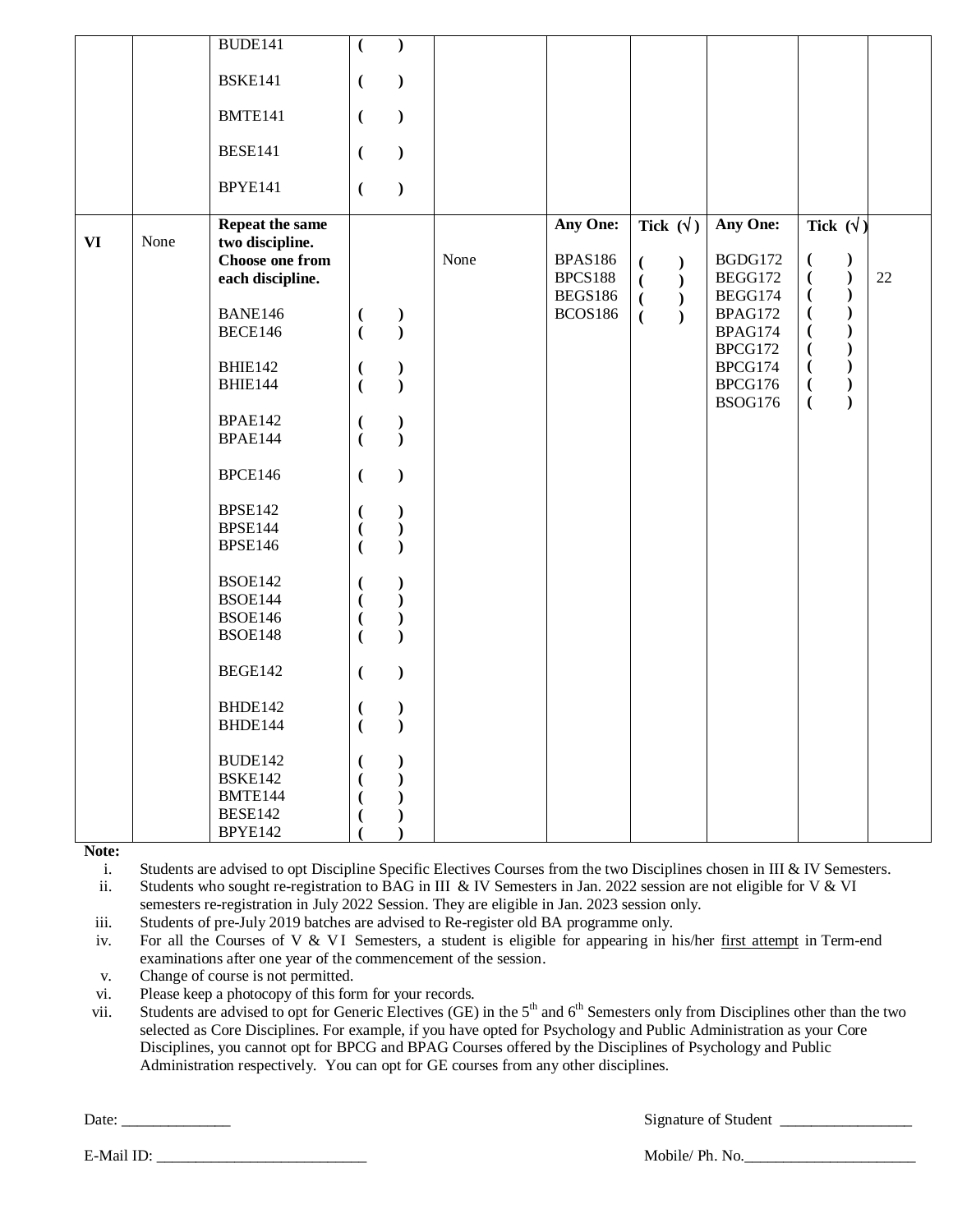| | | | | | | | | | |
|---|---|---|---|---|---|---|---|---|---|
| | | BUDE141<br><br>BSKE141<br><br>BMTE141<br><br>BESE141<br><br>BPYE141 | ( )<br><br>( )<br><br>( )<br><br>( )<br><br>( ) | | | | | | |
| **VI** | None | **Repeat the same two discipline. Choose one from each discipline.**<br><br>BANE146<br>BECE146<br><br>BHIE142<br>BHIE144<br><br>BPAE142<br>BPAE144<br><br>BPCE146<br><br>BPSE142<br>BPSE144<br>BPSE146<br><br>BSOE142<br>BSOE144<br>BSOE146<br>BSOE148<br><br>BEGE142<br><br>BHDE142<br>BHDE144<br><br>BUDE142<br>BSKE142<br>BMTE144<br>BESE142<br>BPYE142 | <br><br><br>( )<br>( )<br><br>( )<br>( )<br><br>( )<br>( )<br><br>( )<br><br>( )<br>( )<br>( )<br><br>( )<br>( )<br>( )<br>( )<br><br>( )<br><br>( )<br>( )<br><br>( )<br>( )<br>( )<br>( )<br>( ) | None | **Any One:**<br><br>BPAS186<br>BPCS188<br>BEGS186<br>BCOS186 | **Tick (√)**<br><br>( )<br>( )<br>( )<br>( ) | **Any One:**<br><br>BGDG172<br>BEGG172<br>BEGG174<br>BPAG172<br>BPAG174<br>BPCG172<br>BPCG174<br>BPCG176<br>BSOG176 | **Tick (√)**<br><br>( )<br>( )<br>( )<br>( )<br>( )<br>( )<br>( )<br>( )<br>( ) | 22 |

**Note:**

i. Students are advised to opt Discipline Specific Electives Courses from the two Disciplines chosen in III & IV Semesters.

ii. Students who sought re-registration to BAG in III & IV Semesters in Jan. 2022 session are not eligible for V & VI semesters re-registration in July 2022 Session. They are eligible in Jan. 2023 session only.

iii. Students of pre-July 2019 batches are advised to Re-register old BA programme only.

iv. For all the Courses of V & VI Semesters, a student is eligible for appearing in his/her first attempt in Term-end examinations after one year of the commencement of the session.

v. Change of course is not permitted.

vi. Please keep a photocopy of this form for your records.

vii. Students are advised to opt for Generic Electives (GE) in the 5th and 6th Semesters only from Disciplines other than the two selected as Core Disciplines. For example, if you have opted for Psychology and Public Administration as your Core Disciplines, you cannot opt for BPCG and BPAG Courses offered by the Disciplines of Psychology and Public Administration respectively. You can opt for GE courses from any other disciplines.

Date: ______________ Signature of Student _________________

E-Mail ID: ___________________________ Mobile/ Ph. No.______________________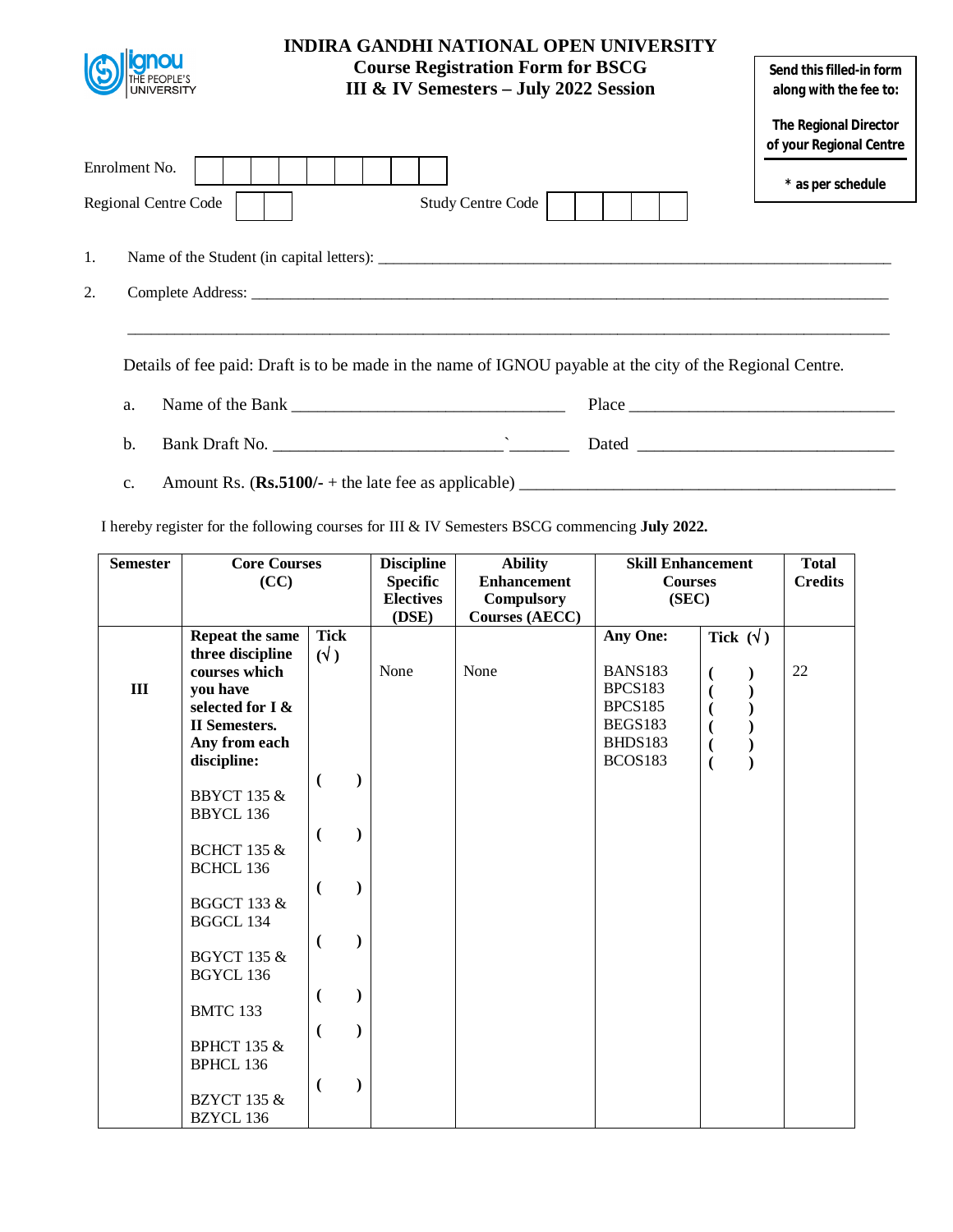# INDIRA GANDHI NATIONAL OPEN UNIVERSITY

## Course Registration Form for BSCG III & IV Semesters – July 2022 Session

**Send this filled-in form along with the fee to:**

**The Regional Director of your Regional Centre**

**\* as per schedule**

Enrolment No. | | | | | | | | | |

Regional Centre Code | | |  Study Centre Code | | | | | |

1. Name of the Student (in capital letters): ___________________________________________

2. Complete Address: ___________________________________________________________

___________________________________________________________________________

Details of fee paid: Draft is to be made in the name of IGNOU payable at the city of the Regional Centre.

a. Name of the Bank ______________________________ Place ____________________________

b. Bank Draft No. _________________________`_______ Dated ____________________________

c. Amount Rs. (**Rs.5100/-** + the late fee as applicable) ________________________________

I hereby register for the following courses for III & IV Semesters BSCG commencing **July 2022.**

| Semester | Core Courses (CC) | | Discipline Specific Electives (DSE) | Ability Enhancement Compulsory Courses (AECC) | Skill Enhancement Courses (SEC) | | Total Credits |
|---|---|---|---|---|---|---|---|
| | **Repeat the same three discipline courses which you have selected for I & II Semesters. Any from each discipline:** | **Tick (√)** | | | **Any One:** | **Tick (√)** | |
| **III** | BBYCT 135 & BBYCL 136 | ( ) | None | None | BANS183 | ( ) | 22 |
| | BCHCT 135 & BCHCL 136 | ( ) | | | BPCS183 | ( ) | |
| | BGGCT 133 & BGGCL 134 | ( ) | | | BPCS185 | ( ) | |
| | BGYCT 135 & BGYCL 136 | ( ) | | | BEGS183 | ( ) | |
| | BMTC 133 | ( ) | | | BHDS183 | ( ) | |
| | BPHCT 135 & BPHCL 136 | ( ) | | | BCOS183 | ( ) | |
| | BZYCT 135 & BZYCL 136 | ( ) | | | | | |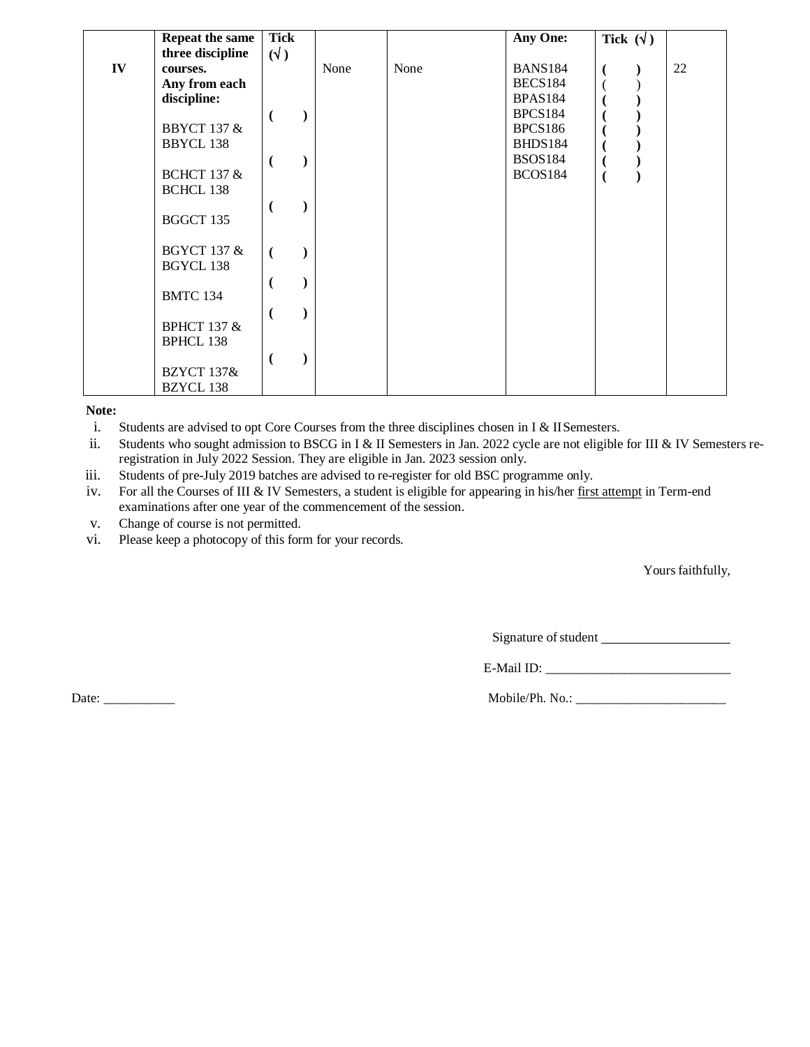| IV | Repeat the same three discipline courses. Any from each discipline: | Tick (√) | None | None | Any One: | Tick (√) | 22 |
|---|---|---|---|---|---|---|---|
| | BBYCT 137 & BBYCL 138 | ( ) | | | BANS184 | ( ) | |
| | BCHCT 137 & BCHCL 138 | ( ) | | | BECS184 | ( ) | |
| | BGGCT 135 | ( ) | | | BPAS184 | ( ) | |
| | BGYCT 137 & BGYCL 138 | ( ) | | | BPCS184 | ( ) | |
| | BMTC 134 | ( ) | | | BPCS186 | ( ) | |
| | BPHCT 137 & BPHCL 138 | ( ) | | | BHDS184 | ( ) | |
| | BZYCT 137& BZYCL 138 | ( ) | | | BSOS184 | ( ) | |
| | | | | | BCOS184 | ( ) | |

**Note:**

i. Students are advised to opt Core Courses from the three disciplines chosen in I & II Semesters.
ii. Students who sought admission to BSCG in I & II Semesters in Jan. 2022 cycle are not eligible for III & IV Semesters re-registration in July 2022 Session. They are eligible in Jan. 2023 session only.
iii. Students of pre-July 2019 batches are advised to re-register for old BSC programme only.
iv. For all the Courses of III & IV Semesters, a student is eligible for appearing in his/her first attempt in Term-end examinations after one year of the commencement of the session.
v. Change of course is not permitted.
vi. Please keep a photocopy of this form for your records.

Yours faithfully,

Signature of student ____________________

E-Mail ID: ____________________________

Date: ___________ Mobile/Ph. No.: _______________________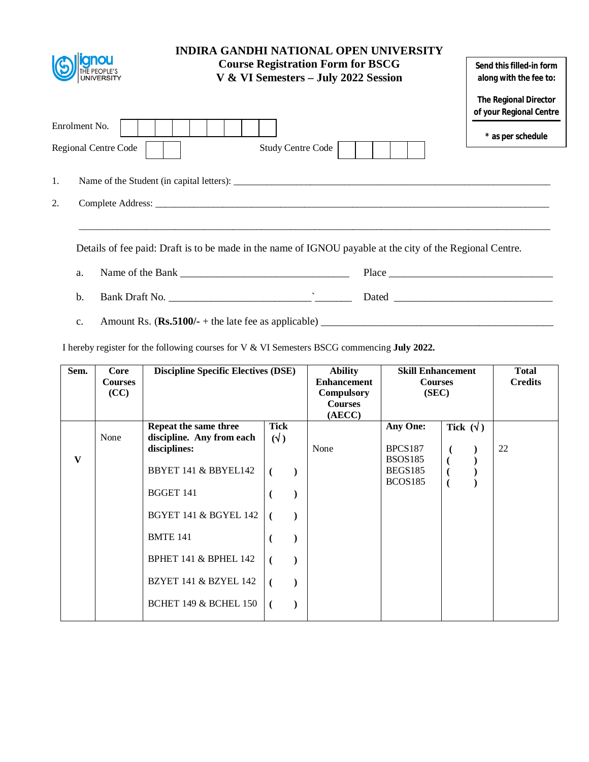# INDIRA GANDHI NATIONAL OPEN UNIVERSITY

## Course Registration Form for BSCG V & VI Semesters – July 2022 Session

**Send this filled-in form along with the fee to:**

**The Regional Director of your Regional Centre**

**\* as per schedule**

Enrolment No. | | | | | | | | | |

Regional Centre Code | | |     Study Centre Code | | | | | |

1. Name of the Student (in capital letters): ______________________________________________

2. Complete Address: ______________________________________________

______________________________________________

Details of fee paid: Draft is to be made in the name of IGNOU payable at the city of the Regional Centre.

a. Name of the Bank ______________________ Place ______________________

b. Bank Draft No. ______________________ Dated ______________________

c. Amount Rs. (**Rs.5100/-** + the late fee as applicable) ______________________

I hereby register for the following courses for V & VI Semesters BSCG commencing **July 2022.**

| Sem. | Core Courses (CC) | Discipline Specific Electives (DSE) | | Ability Enhancement Compulsory Courses (AECC) | Skill Enhancement Courses (SEC) | | Total Credits |
|---|---|---|---|---|---|---|---|
| **V** | None | **Repeat the same three discipline. Any from each disciplines:** | **Tick (√)** | None | **Any One:** | **Tick (√)** | 22 |
| | | BBYET 141 & BBYEL142 | ( ) | | BPCS187 | ( ) | |
| | | BGGET 141 | ( ) | | BSOS185 | ( ) | |
| | | BGYET 141 & BGYEL 142 | ( ) | | BEGS185 | ( ) | |
| | | BMTE 141 | ( ) | | BCOS185 | ( ) | |
| | | BPHET 141 & BPHEL 142 | ( ) | | | | |
| | | BZYET 141 & BZYEL 142 | ( ) | | | | |
| | | BCHET 149 & BCHEL 150 | ( ) | | | | |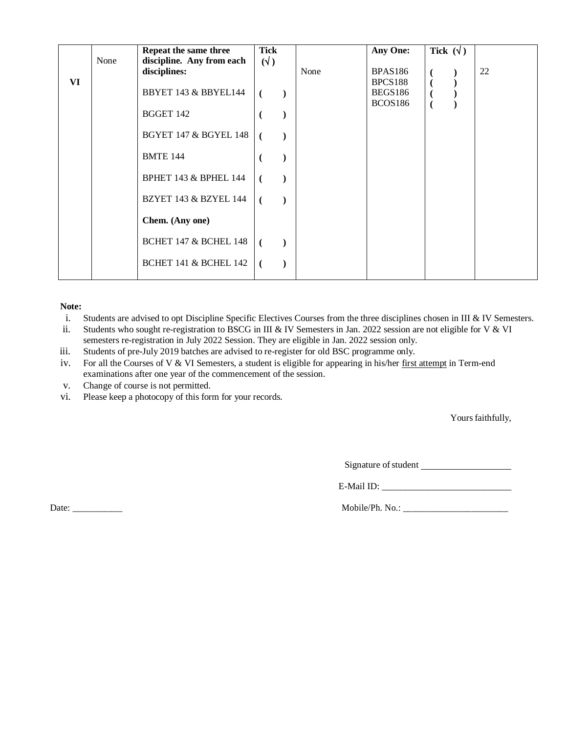| VI | None | **Repeat the same three discipline. Any from each disciplines:** | **Tick (√)** | None | **Any One:** | **Tick (√)** | 22 |
|---|---|---|---|---|---|---|---|
| | | BBYET 143 & BBYEL144 | ( ) | | BPAS186 | ( ) | |
| | | BGGET 142 | ( ) | | BPCS188 | ( ) | |
| | | BGYET 147 & BGYEL 148 | ( ) | | BEGS186 | ( ) | |
| | | BMTE 144 | ( ) | | BCOS186 | ( ) | |
| | | BPHET 143 & BPHEL 144 | ( ) | | | | |
| | | BZYET 143 & BZYEL 144 | ( ) | | | | |
| | | **Chem. (Any one)** | | | | | |
| | | BCHET 147 & BCHEL 148 | ( ) | | | | |
| | | BCHET 141 & BCHEL 142 | ( ) | | | | |

**Note:**

i. Students are advised to opt Discipline Specific Electives Courses from the three disciplines chosen in III & IV Semesters.
ii. Students who sought re-registration to BSCG in III & IV Semesters in Jan. 2022 session are not eligible for V & VI semesters re-registration in July 2022 Session. They are eligible in Jan. 2022 session only.
iii. Students of pre-July 2019 batches are advised to re-register for old BSC programme only.
iv. For all the Courses of V & VI Semesters, a student is eligible for appearing in his/her first attempt in Term-end examinations after one year of the commencement of the session.
v. Change of course is not permitted.
vi. Please keep a photocopy of this form for your records.

Yours faithfully,

Signature of student ____________________

E-Mail ID: ____________________________

Date: ___________

Mobile/Ph. No.: _______________________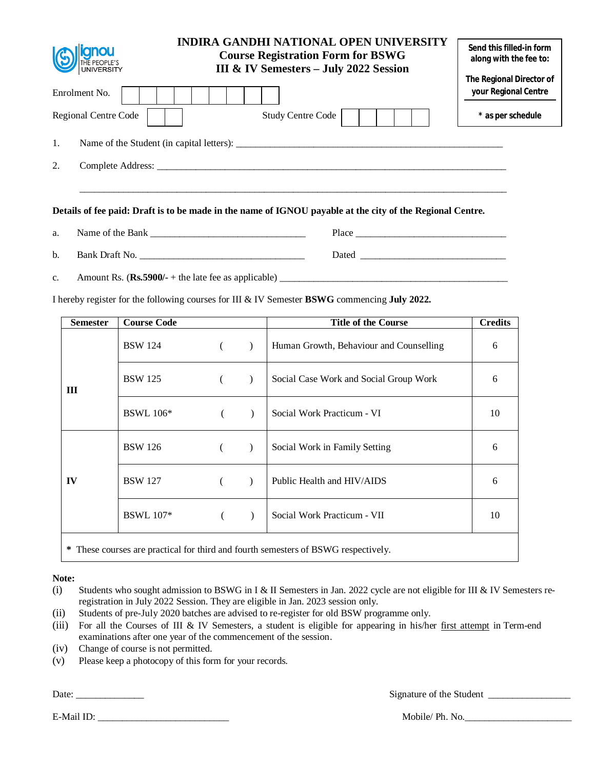# INDIRA GANDHI NATIONAL OPEN UNIVERSITY
## Course Registration Form for BSWG
## III & IV Semesters – July 2022 Session

Send this filled-in form along with the fee to:

The Regional Director of your Regional Centre

* as per schedule

Enrolment No. | | | | | | | | | |

Regional Centre Code | | | Study Centre Code | | | | | |

1. Name of the Student (in capital letters): ____________________________________________

2. Complete Address: ____________________________________________________________

____________________________________________________________________________

**Details of fee paid: Draft is to be made in the name of IGNOU payable at the city of the Regional Centre.**

a. Name of the Bank ____________________________ Place ____________________________

b. Bank Draft No. ____________________________ Dated ____________________________

c. Amount Rs. (**Rs.5900/-** + the late fee as applicable) ____________________________________

I hereby register for the following courses for III & IV Semester **BSWG** commencing **July 2022.**

| Semester | Course Code | Title of the Course | Credits |
|---|---|---|---|
| III | BSW 124 ( ) | Human Growth, Behaviour and Counselling | 6 |
| | BSW 125 ( ) | Social Case Work and Social Group Work | 6 |
| | BSWL 106* ( ) | Social Work Practicum - VI | 10 |
| IV | BSW 126 ( ) | Social Work in Family Setting | 6 |
| | BSW 127 ( ) | Public Health and HIV/AIDS | 6 |
| | BSWL 107* ( ) | Social Work Practicum - VII | 10 |

**\*** These courses are practical for third and fourth semesters of BSWG respectively.

**Note:**

(i) Students who sought admission to BSWG in I & II Semesters in Jan. 2022 cycle are not eligible for III & IV Semesters re-registration in July 2022 Session. They are eligible in Jan. 2023 session only.

(ii) Students of pre-July 2020 batches are advised to re-register for old BSW programme only.

(iii) For all the Courses of III & IV Semesters, a student is eligible for appearing in his/her first attempt in Term-end examinations after one year of the commencement of the session.

(iv) Change of course is not permitted.

(v) Please keep a photocopy of this form for your records.

Date: ______________ Signature of the Student ________________

E-Mail ID: ___________________________ Mobile/ Ph. No.______________________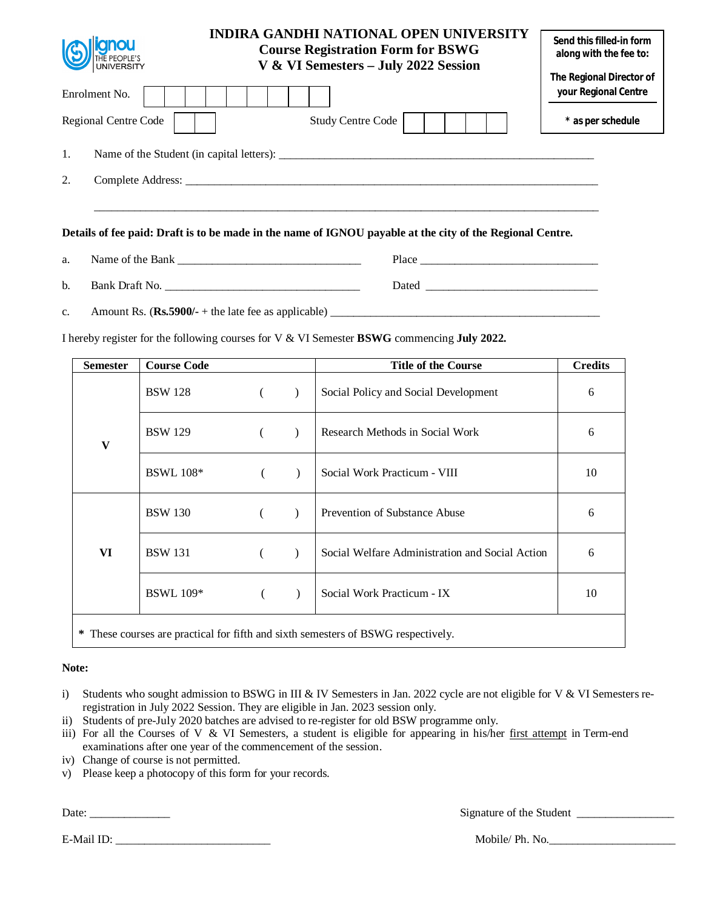# INDIRA GANDHI NATIONAL OPEN UNIVERSITY

## Course Registration Form for BSWG V & VI Semesters – July 2022 Session

**Send this filled-in form along with the fee to:**

**The Regional Director of your Regional Centre**

**\* as per schedule**

Enrolment No. | | | | | | | | | |

Regional Centre Code | | |     Study Centre Code | | | | | |

1. Name of the Student (in capital letters): ______________________________________

2. Complete Address: ______________________________________________________

______________________________________________________________________

**Details of fee paid: Draft is to be made in the name of IGNOU payable at the city of the Regional Centre.**

a. Name of the Bank ___________________________ Place ___________________________

b. Bank Draft No. ___________________________ Dated ___________________________

c. Amount Rs. (**Rs.5900/-** + the late fee as applicable) ___________________________

I hereby register for the following courses for V & VI Semester **BSWG** commencing **July 2022.**

| Semester | Course Code | Title of the Course | Credits |
|---|---|---|---|
| V | BSW 128 ( ) | Social Policy and Social Development | 6 |
| | BSW 129 ( ) | Research Methods in Social Work | 6 |
| | BSWL 108* ( ) | Social Work Practicum - VIII | 10 |
| VI | BSW 130 ( ) | Prevention of Substance Abuse | 6 |
| | BSW 131 ( ) | Social Welfare Administration and Social Action | 6 |
| | BSWL 109* ( ) | Social Work Practicum - IX | 10 |

**\*** These courses are practical for fifth and sixth semesters of BSWG respectively.

**Note:**

i) Students who sought admission to BSWG in III & IV Semesters in Jan. 2022 cycle are not eligible for V & VI Semesters re-registration in July 2022 Session. They are eligible in Jan. 2023 session only.
ii) Students of pre-July 2020 batches are advised to re-register for old BSW programme only.
iii) For all the Courses of V & VI Semesters, a student is eligible for appearing in his/her first attempt in Term-end examinations after one year of the commencement of the session.
iv) Change of course is not permitted.
v) Please keep a photocopy of this form for your records.

Date: ______________     Signature of the Student ________________

E-Mail ID: ___________________________     Mobile/ Ph. No.______________________